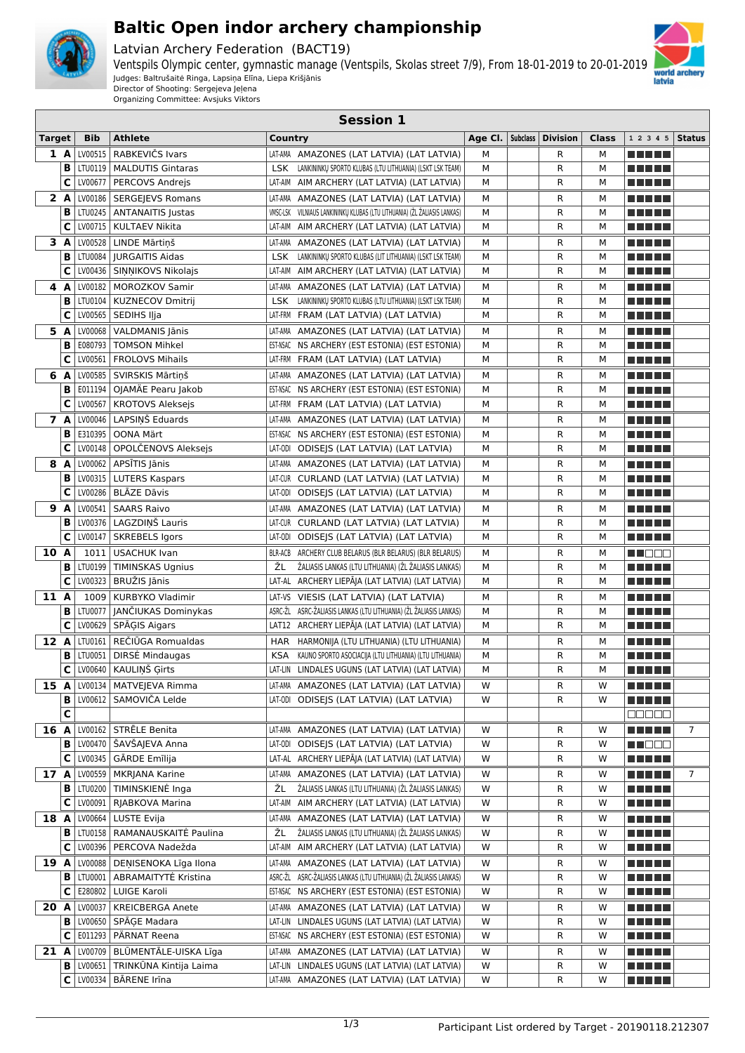# Baltic Open indor archery championship

Latvian Archery Federation (BACT19)

Ventspils Olympic center, gymnastic manage (Ventspils, Skolas street 7/9), From 18-01-2019 to 20-01-2019

Judges: Baltrušaitė Ringa, Lapsiņa Elīna, Liepa Krišjānis

Director of Shooting: Sergejeva Jeļena

Organizing Committee: Avsjuks Viktors

## Session 1

| Target | | Bib | Athlete | Country | | Age Cl. | Subclass | Division | Class | 1 2 3 4 5 | Status |
|---|---|---|---|---|---|---|---|---|---|---|---|
| 1 | A | LV00515 | RABKEVIČS Ivars | LAT-AMA | AMAZONES (LAT LATVIA) (LAT LATVIA) | M | | R | M | ■■■■■ | |
| | B | LTU0119 | MALDUTIS Gintaras | LSK | LANKININKŲ SPORTO KLUBAS (LTU LITHUANIA) (LSKT LSK TEAM) | M | | R | M | ■■■■■ | |
| | C | LV00677 | PERCOVS Andrejs | LAT-AIM | AIM ARCHERY (LAT LATVIA) (LAT LATVIA) | M | | R | M | ■■■■■ | |
| 2 | A | LV00186 | SERGEJEVS Romans | LAT-AMA | AMAZONES (LAT LATVIA) (LAT LATVIA) | M | | R | M | ■■■■■ | |
| | B | LTU0245 | ANTANAITIS Justas | VMSC-LSK | VILNIAUS LANKININKŲ KLUBAS (LTU LITHUANIA) (ŽL ŽALIASIS LANKAS) | M | | R | M | ■■■■■ | |
| | C | LV00715 | KULTAEV Nikita | LAT-AIM | AIM ARCHERY (LAT LATVIA) (LAT LATVIA) | M | | R | M | ■■■■■ | |
| 3 | A | LV00528 | LINDE Mārtiņš | LAT-AMA | AMAZONES (LAT LATVIA) (LAT LATVIA) | M | | R | M | ■■■■■ | |
| | B | LTU0084 | JURGAITIS Aidas | LSK | LANKININKŲ SPORTO KLUBAS (LIT LITHUANIA) (LSKT LSK TEAM) | M | | R | M | ■■■■■ | |
| | C | LV00436 | SIŅŅIKOVS Nikolajs | LAT-AIM | AIM ARCHERY (LAT LATVIA) (LAT LATVIA) | M | | R | M | ■■■■■ | |
| 4 | A | LV00182 | MOROZKOV Samir | LAT-AMA | AMAZONES (LAT LATVIA) (LAT LATVIA) | M | | R | M | ■■■■■ | |
| | B | LTU0104 | KUZNECOV Dmitrij | LSK | LANKININKŲ SPORTO KLUBAS (LTU LITHUANIA) (LSKT LSK TEAM) | M | | R | M | ■■■■■ | |
| | C | LV00565 | SEDIHS Iļja | LAT-FRM | FRAM (LAT LATVIA) (LAT LATVIA) | M | | R | M | ■■■■■ | |
| 5 | A | LV00068 | VALDMANIS Jānis | LAT-AMA | AMAZONES (LAT LATVIA) (LAT LATVIA) | M | | R | M | ■■■■■ | |
| | B | E080793 | TOMSON Mihkel | EST-NSAC | NS ARCHERY (EST ESTONIA) (EST ESTONIA) | M | | R | M | ■■■■■ | |
| | C | LV00561 | FROLOVS Mihails | LAT-FRM | FRAM (LAT LATVIA) (LAT LATVIA) | M | | R | M | ■■■■■ | |
| 6 | A | LV00585 | SVIRSKIS Mārtiņš | LAT-AMA | AMAZONES (LAT LATVIA) (LAT LATVIA) | M | | R | M | ■■■■■ | |
| | B | E011194 | OJAMÄE Pearu Jakob | EST-NSAC | NS ARCHERY (EST ESTONIA) (EST ESTONIA) | M | | R | M | ■■■■■ | |
| | C | LV00567 | KROTOVS Aleksejs | LAT-FRM | FRAM (LAT LATVIA) (LAT LATVIA) | M | | R | M | ■■■■■ | |
| 7 | A | LV00046 | LAPSIŅŠ Eduards | LAT-AMA | AMAZONES (LAT LATVIA) (LAT LATVIA) | M | | R | M | ■■■■■ | |
| | B | E310395 | OONA Märt | EST-NSAC | NS ARCHERY (EST ESTONIA) (EST ESTONIA) | M | | R | M | ■■■■■ | |
| | C | LV00148 | OPOLČENOVS Aleksejs | LAT-ODI | ODISEJS (LAT LATVIA) (LAT LATVIA) | M | | R | M | ■■■■■ | |
| 8 | A | LV00062 | APSĪTIS Jānis | LAT-AMA | AMAZONES (LAT LATVIA) (LAT LATVIA) | M | | R | M | ■■■■■ | |
| | B | LV00315 | LUTERS Kaspars | LAT-CUR | CURLAND (LAT LATVIA) (LAT LATVIA) | M | | R | M | ■■■■■ | |
| | C | LV00286 | BLĀZE Dāvis | LAT-ODI | ODISEJS (LAT LATVIA) (LAT LATVIA) | M | | R | M | ■■■■■ | |
| 9 | A | LV00541 | SAARS Raivo | LAT-AMA | AMAZONES (LAT LATVIA) (LAT LATVIA) | M | | R | M | ■■■■■ | |
| | B | LV00376 | LAGZDIŅŠ Lauris | LAT-CUR | CURLAND (LAT LATVIA) (LAT LATVIA) | M | | R | M | ■■■■■ | |
| | C | LV00147 | SKREBELS Igors | LAT-ODI | ODISEJS (LAT LATVIA) (LAT LATVIA) | M | | R | M | ■■■■■ | |
| 10 | A | 1011 | USACHUK Ivan | BLR-ACB | ARCHERY CLUB BELARUS (BLR BELARUS) (BLR BELARUS) | M | | R | M | ■■□□□ | |
| | B | LTU0199 | TIMINSKAS Ugnius | ŽL | ŽALIASIS LANKAS (LTU LITHUANIA) (ŽL ŽALIASIS LANKAS) | M | | R | M | ■■■■■ | |
| | C | LV00323 | BRUŽIS Jānis | LAT-AL | ARCHERY LIEPĀJA (LAT LATVIA) (LAT LATVIA) | M | | R | M | ■■■■■ | |
| 11 | A | 1009 | KURBYKO Vladimir | LAT-VS | VIESIS (LAT LATVIA) (LAT LATVIA) | M | | R | M | ■■■■■ | |
| | B | LTU0077 | JANČIUKAS Dominykas | ASRC-ŽL | ASRC-ŽALIASIS LANKAS (LTU LITHUANIA) (ŽL ŽALIASIS LANKAS) | M | | R | M | ■■■■■ | |
| | C | LV00629 | SPĀĢIS Aigars | LAT12 | ARCHERY LIEPĀJA (LAT LATVIA) (LAT LATVIA) | M | | R | M | ■■■■■ | |
| 12 | A | LTU0161 | REČIŪGA Romualdas | HAR | HARMONIJA (LTU LITHUANIA) (LTU LITHUANIA) | M | | R | M | ■■■■■ | |
| | B | LTU0051 | DIRSĖ Mindaugas | KSA | KAUNO SPORTO ASOCIACIJA (LTU LITHUANIA) (LTU LITHUANIA) | M | | R | M | ■■■■■ | |
| | C | LV00640 | KAULIŅŠ Ģirts | LAT-LIN | LINDALES UGUNS (LAT LATVIA) (LAT LATVIA) | M | | R | M | ■■■■■ | |
| 15 | A | LV00134 | MATVEJEVA Rimma | LAT-AMA | AMAZONES (LAT LATVIA) (LAT LATVIA) | W | | R | W | ■■■■■ | |
| | B | LV00612 | SAMOVIČA Lelde | LAT-ODI | ODISEJS (LAT LATVIA) (LAT LATVIA) | W | | R | W | ■■■■■ | |
| | C | | | | | | | | | □□□□□ | |
| 16 | A | LV00162 | STRĒLE Benita | LAT-AMA | AMAZONES (LAT LATVIA) (LAT LATVIA) | W | | R | W | ■■■■■ | 7 |
| | B | LV00470 | ŠAVŠAJEVA Anna | LAT-ODI | ODISEJS (LAT LATVIA) (LAT LATVIA) | W | | R | W | ■■□□□ | |
| | C | LV00345 | GĀRDE Emīlija | LAT-AL | ARCHERY LIEPĀJA (LAT LATVIA) (LAT LATVIA) | W | | R | W | ■■■■■ | |
| 17 | A | LV00559 | MKRJANA Karine | LAT-AMA | AMAZONES (LAT LATVIA) (LAT LATVIA) | W | | R | W | ■■■■■ | 7 |
| | B | LTU0200 | TIMINSKIENĖ Inga | ŽL | ŽALIASIS LANKAS (LTU LITHUANIA) (ŽL ŽALIASIS LANKAS) | W | | R | W | ■■■■■ | |
| | C | LV00091 | RJABKOVA Marina | LAT-AIM | AIM ARCHERY (LAT LATVIA) (LAT LATVIA) | W | | R | W | ■■■■■ | |
| 18 | A | LV00664 | LUSTE Evija | LAT-AMA | AMAZONES (LAT LATVIA) (LAT LATVIA) | W | | R | W | ■■■■■ | |
| | B | LTU0158 | RAMANAUSKAITĖ Paulina | ŽL | ŽALIASIS LANKAS (LTU LITHUANIA) (ŽL ŽALIASIS LANKAS) | W | | R | W | ■■■■■ | |
| | C | LV00396 | PERCOVA Nadežda | LAT-AIM | AIM ARCHERY (LAT LATVIA) (LAT LATVIA) | W | | R | W | ■■■■■ | |
| 19 | A | LV00088 | DEŅISENOKA Līga Ilona | LAT-AMA | AMAZONES (LAT LATVIA) (LAT LATVIA) | W | | R | W | ■■■■■ | |
| | B | LTU0001 | ABRAMAITYTĖ Kristina | ASRC-ŽL | ASRC-ŽALIASIS LANKAS (LTU LITHUANIA) (ŽL ŽALIASIS LANKAS) | W | | R | W | ■■■■■ | |
| | C | E280802 | LUIGE Karoli | EST-NSAC | NS ARCHERY (EST ESTONIA) (EST ESTONIA) | W | | R | W | ■■■■■ | |
| 20 | A | LV00037 | KREICBERGA Anete | LAT-AMA | AMAZONES (LAT LATVIA) (LAT LATVIA) | W | | R | W | ■■■■■ | |
| | B | LV00650 | SPĀĢE Madara | LAT-LIN | LINDALES UGUNS (LAT LATVIA) (LAT LATVIA) | W | | R | W | ■■■■■ | |
| | C | E011293 | PÄRNAT Reena | EST-NSAC | NS ARCHERY (EST ESTONIA) (EST ESTONIA) | W | | R | W | ■■■■■ | |
| 21 | A | LV00709 | BLŪMENTĀLE-UISKA Līga | LAT-AMA | AMAZONES (LAT LATVIA) (LAT LATVIA) | W | | R | W | ■■■■■ | |
| | B | LV00651 | TRINKŪNA Kintija Laima | LAT-LIN | LINDALES UGUNS (LAT LATVIA) (LAT LATVIA) | W | | R | W | ■■■■■ | |
| | C | LV00334 | BĀRENE Irīna | LAT-AMA | AMAZONES (LAT LATVIA) (LAT LATVIA) | W | | R | W | ■■■■■ | |

Participant List ordered by Target - 20190118.212307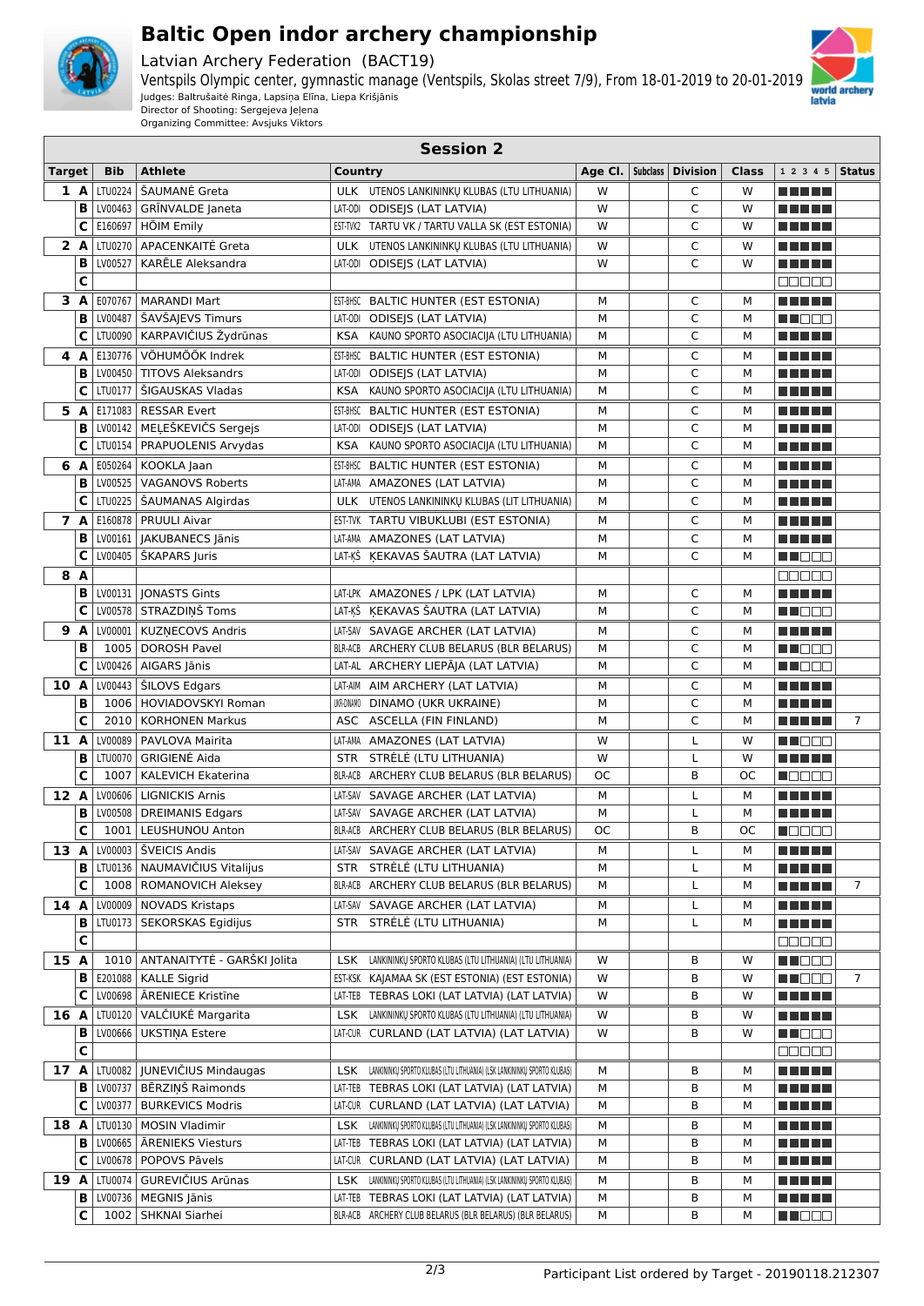# Baltic Open indoor archery championship

Latvian Archery Federation (BACT19)

Ventspils Olympic center, gymnastic manage (Ventspils, Skolas street 7/9), From 18-01-2019 to 20-01-2019

Judges: Baltrušaitė Ringa, Lapsiņa Elīna, Liepa Krišjānis

Director of Shooting: Sergejeva Jeļena

Organizing Committee: Avsjuks Viktors

## Session 2

| Target | | Bib | Athlete | Country | | Age Cl. | Subclass | Division | Class | 1 2 3 4 5 | Status |
|---|---|---|---|---|---|---|---|---|---|---|---|
| 1 | A | LTU0224 | ŠAUMANĖ Greta | ULK | UTENOS LANKININKŲ KLUBAS (LTU LITHUANIA) | W | | C | W | ■■■■■ | |
| | B | LV00463 | GRĪNVALDE Janeta | LAT-ODI | ODISEJS (LAT LATVIA) | W | | C | W | ■■■■■ | |
| | C | E160697 | HÕIM Emily | EST-TVK2 | TARTU VK / TARTU VALLA SK (EST ESTONIA) | W | | C | W | ■■■■■ | |
| 2 | A | LTU0270 | APACENKAITĖ Greta | ULK | UTENOS LANKININKŲ KLUBAS (LTU LITHUANIA) | W | | C | W | ■■■■■ | |
| | B | LV00527 | KARĒLE Aleksandra | LAT-ODI | ODISEJS (LAT LATVIA) | W | | C | W | ■■■■■ | |
| | C | | | | | | | | | □□□□□ | |
| 3 | A | E070767 | MARANDI Mart | EST-BHSC | BALTIC HUNTER (EST ESTONIA) | M | | C | M | ■■■■■ | |
| | B | LV00487 | ŠAVŠAJEVS Timurs | LAT-ODI | ODISEJS (LAT LATVIA) | M | | C | M | ■■□□□ | |
| | C | LTU0090 | KARPAVIČIUS Žydrūnas | KSA | KAUNO SPORTO ASOCIACIJA (LTU LITHUANIA) | M | | C | M | ■■■■■ | |
| 4 | A | E130776 | VÕHUMÕÕK Indrek | EST-BHSC | BALTIC HUNTER (EST ESTONIA) | M | | C | M | ■■■■■ | |
| | B | LV00450 | TITOVS Aleksandrs | LAT-ODI | ODISEJS (LAT LATVIA) | M | | C | M | ■■■■■ | |
| | C | LTU0177 | ŠIGAUSKAS Vladas | KSA | KAUNO SPORTO ASOCIACIJA (LTU LITHUANIA) | M | | C | M | ■■■■■ | |
| 5 | A | E171083 | RESSAR Evert | EST-BHSC | BALTIC HUNTER (EST ESTONIA) | M | | C | M | ■■■■■ | |
| | B | LV00142 | MEĻEŠKEVIČS Sergejs | LAT-ODI | ODISEJS (LAT LATVIA) | M | | C | M | ■■■■■ | |
| | C | LTU0154 | PRAPUOLENIS Arvydas | KSA | KAUNO SPORTO ASOCIACIJA (LTU LITHUANIA) | M | | C | M | ■■■■■ | |
| 6 | A | E050264 | KOOKLA Jaan | EST-BHSC | BALTIC HUNTER (EST ESTONIA) | M | | C | M | ■■■■■ | |
| | B | LV00525 | VAGANOVS Roberts | LAT-AMA | AMAZONES (LAT LATVIA) | M | | C | M | ■■■■■ | |
| | C | LTU0225 | ŠAUMANAS Algirdas | ULK | UTENOS LANKININKŲ KLUBAS (LIT LITHUANIA) | M | | C | M | ■■■■■ | |
| 7 | A | E160878 | PRUULI Aivar | EST-TVK | TARTU VIBUKLUBI (EST ESTONIA) | M | | C | M | ■■■■■ | |
| | B | LV00161 | JAKUBANECS Jānis | LAT-AMA | AMAZONES (LAT LATVIA) | M | | C | M | ■■■■■ | |
| | C | LV00405 | ŠKAPARS Juris | LAT-ĶŠ | ĶEKAVAS ŠAUTRA (LAT LATVIA) | M | | C | M | ■■□□□ | |
| 8 | A | | | | | | | | | □□□□□ | |
| | B | LV00131 | JONASTS Gints | LAT-LPK | AMAZONES / LPK (LAT LATVIA) | M | | C | M | ■■■■■ | |
| | C | LV00578 | STRAZDIŅŠ Toms | LAT-ĶŠ | ĶEKAVAS ŠAUTRA (LAT LATVIA) | M | | C | M | ■■□□□ | |
| 9 | A | LV00001 | KUZŅECOVS Andris | LAT-SAV | SAVAGE ARCHER (LAT LATVIA) | M | | C | M | ■■■■■ | |
| | B | 1005 | DOROSH Pavel | BLR-ACB | ARCHERY CLUB BELARUS (BLR BELARUS) | M | | C | M | ■■□□□ | |
| | C | LV00426 | AIGARS Jānis | LAT-AL | ARCHERY LIEPĀJA (LAT LATVIA) | M | | C | M | ■■□□□ | |
| 10 | A | LV00443 | ŠILOVS Edgars | LAT-AIM | AIM ARCHERY (LAT LATVIA) | M | | C | M | ■■■■■ | |
| | B | 1006 | HOVIADOVSKYI Roman | UKR-DINAMO | DINAMO (UKR UKRAINE) | M | | C | M | ■■■■■ | |
| | C | 2010 | KORHONEN Markus | ASC | ASCELLA (FIN FINLAND) | M | | C | M | ■■■■■ | 7 |
| 11 | A | LV00089 | PAVLOVA Mairita | LAT-AMA | AMAZONES (LAT LATVIA) | W | | L | W | ■■□□□ | |
| | B | LTU0070 | GRIGIENĖ Aida | STR | STRĖLĖ (LTU LITHUANIA) | W | | L | W | ■■■■■ | |
| | C | 1007 | KALEVICH Ekaterina | BLR-ACB | ARCHERY CLUB BELARUS (BLR BELARUS) | OC | | B | OC | ■□□□□ | |
| 12 | A | LV00606 | LIGNICKIS Arnis | LAT-SAV | SAVAGE ARCHER (LAT LATVIA) | M | | L | M | ■■■■■ | |
| | B | LV00508 | DREIMANIS Edgars | LAT-SAV | SAVAGE ARCHER (LAT LATVIA) | M | | L | M | ■■■■■ | |
| | C | 1001 | LEUSHUNOU Anton | BLR-ACB | ARCHERY CLUB BELARUS (BLR BELARUS) | OC | | B | OC | ■□□□□ | |
| 13 | A | LV00003 | ŠVEICIS Andis | LAT-SAV | SAVAGE ARCHER (LAT LATVIA) | M | | L | M | ■■■■■ | |
| | B | LTU0136 | NAUMAVIČIUS Vitalijus | STR | STRĖLĖ (LTU LITHUANIA) | M | | L | M | ■■■■■ | |
| | C | 1008 | ROMANOVICH Aleksey | BLR-ACB | ARCHERY CLUB BELARUS (BLR BELARUS) | M | | L | M | ■■■■■ | 7 |
| 14 | A | LV00009 | NOVADS Kristaps | LAT-SAV | SAVAGE ARCHER (LAT LATVIA) | M | | L | M | ■■■■■ | |
| | B | LTU0173 | SEKORSKAS Egidijus | STR | STRĖLĖ (LTU LITHUANIA) | M | | L | M | ■■■■■ | |
| | C | | | | | | | | | □□□□□ | |
| 15 | A | 1010 | ANTANAITYTĖ - GARŠKI Jolita | LSK | LANKININKŲ SPORTO KLUBAS (LTU LITHUANIA) (LTU LITHUANIA) | W | | B | W | ■■□□□ | |
| | B | E201088 | KALLE Sigrid | EST-KSK | KAJAMAA SK (EST ESTONIA) (EST ESTONIA) | W | | B | W | ■■□□□ | 7 |
| | C | LV00698 | ĀRENIECE Kristīne | LAT-TEB | TEBRAS LOKI (LAT LATVIA) (LAT LATVIA) | W | | B | W | ■■■■■ | |
| 16 | A | LTU0120 | VALČIUKĖ Margarita | LSK | LANKININKŲ SPORTO KLUBAS (LTU LITHUANIA) (LTU LITHUANIA) | W | | B | W | ■■■■■ | |
| | B | LV00666 | UKSTIŅA Estere | LAT-CUR | CURLAND (LAT LATVIA) (LAT LATVIA) | W | | B | W | ■■□□□ | |
| | C | | | | | | | | | □□□□□ | |
| 17 | A | LTU0082 | JUNEVIČIUS Mindaugas | LSK | LANKININKŲ SPORTO KLUBAS (LTU LITHUANIA) (LSK LANKININKŲ SPORTO KLUBAS) | M | | B | M | ■■■■■ | |
| | B | LV00737 | BĒRZIŅŠ Raimonds | LAT-TEB | TEBRAS LOKI (LAT LATVIA) (LAT LATVIA) | M | | B | M | ■■■■■ | |
| | C | LV00377 | BURKEVICS Modris | LAT-CUR | CURLAND (LAT LATVIA) (LAT LATVIA) | M | | B | M | ■■■■■ | |
| 18 | A | LTU0130 | MOSIN Vladimir | LSK | LANKININKŲ SPORTO KLUBAS (LTU LITHUANIA) (LSK LANKININKŲ SPORTO KLUBAS) | M | | B | M | ■■■■■ | |
| | B | LV00665 | ĀRENIEKS Viesturs | LAT-TEB | TEBRAS LOKI (LAT LATVIA) (LAT LATVIA) | M | | B | M | ■■■■■ | |
| | C | LV00678 | POPOVS Pāvels | LAT-CUR | CURLAND (LAT LATVIA) (LAT LATVIA) | M | | B | M | ■■■■■ | |
| 19 | A | LTU0074 | GUREVIČIUS Arūnas | LSK | LANKININKŲ SPORTO KLUBAS (LTU LITHUANIA) (LSK LANKININKŲ SPORTO KLUBAS) | M | | B | M | ■■■■■ | |
| | B | LV00736 | MEGNIS Jānis | LAT-TEB | TEBRAS LOKI (LAT LATVIA) (LAT LATVIA) | M | | B | M | ■■■■■ | |
| | C | 1002 | SHKNAI Siarhei | BLR-ACB | ARCHERY CLUB BELARUS (BLR BELARUS) (BLR BELARUS) | M | | B | M | ■■□□□ | |

Participant List ordered by Target - 20190118.212307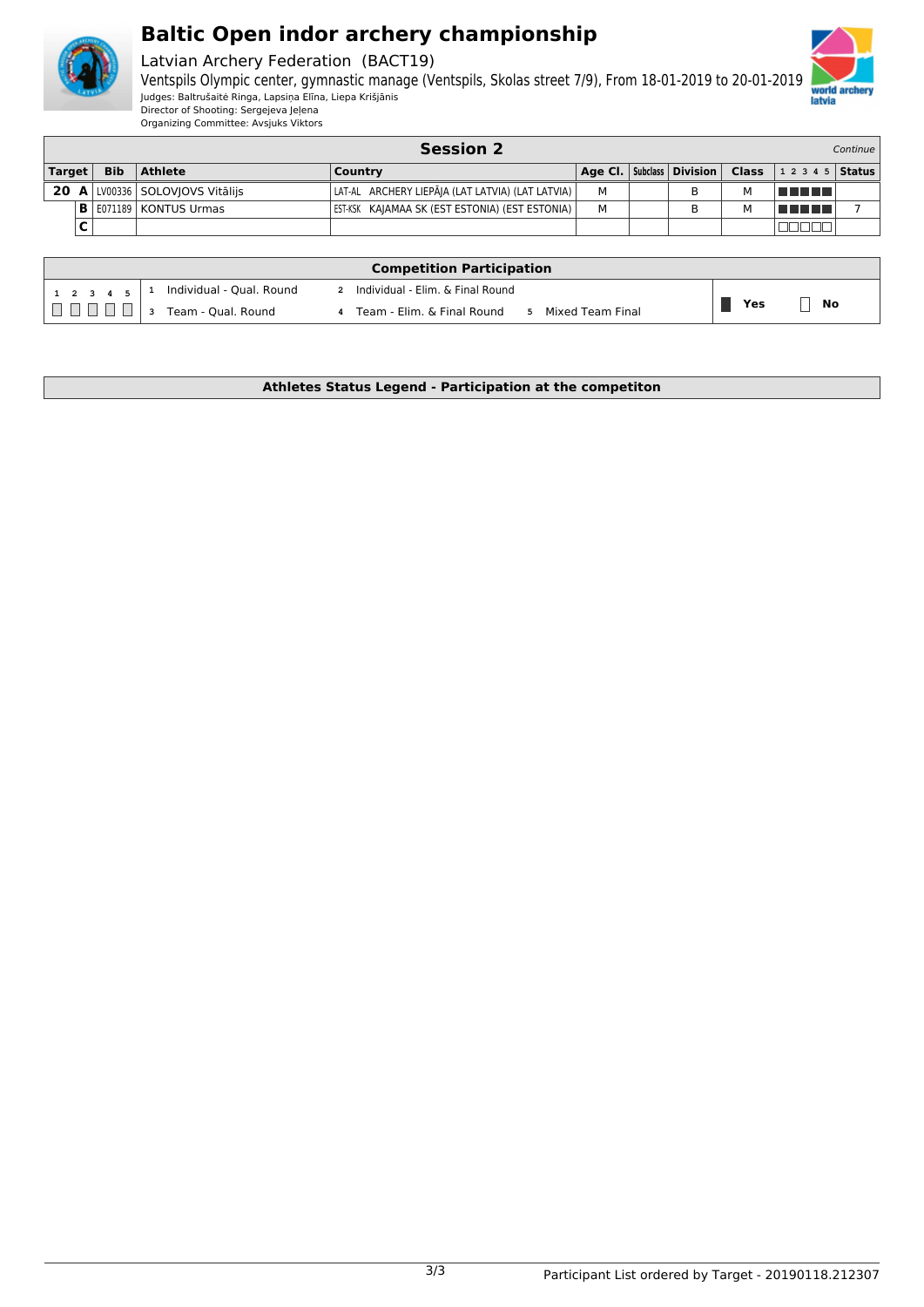# Baltic Open indor archery championship

Latvian Archery Federation (BACT19)

Ventspils Olympic center, gymnastic manage (Ventspils, Skolas street 7/9), From 18-01-2019 to 20-01-2019

Judges: Baltrušaitė Ringa, Lapsiņa Elīna, Liepa Krišjānis

Director of Shooting: Sergejeva Jeļena

Organizing Committee: Avsjuks Viktors

## Session 2

*Continue*

| Target | | Bib | Athlete | Country | Age Cl. | Subclass | Division | Class | 1 2 3 4 5 | Status |
|---|---|---|---|---|---|---|---|---|---|---|
| 20 | A | LV00336 | SOLOVJOVS Vitālijs | LAT-AL ARCHERY LIEPĀJA (LAT LATVIA) (LAT LATVIA) | M | | B | M | ■■■■■ | |
| | B | E071189 | KONTUS Urmas | EST-KSK KAJAMAA SK (EST ESTONIA) (EST ESTONIA) | M | | B | M | ■■■■■ | 7 |
| | C | | | | | | | | □□□□□ | |

## Competition Participation

1 Individual - Qual. Round
2 Individual - Elim. & Final Round
3 Team - Qual. Round
4 Team - Elim. & Final Round
5 Mixed Team Final

■ Yes □ No

## Athletes Status Legend - Participation at the competiton